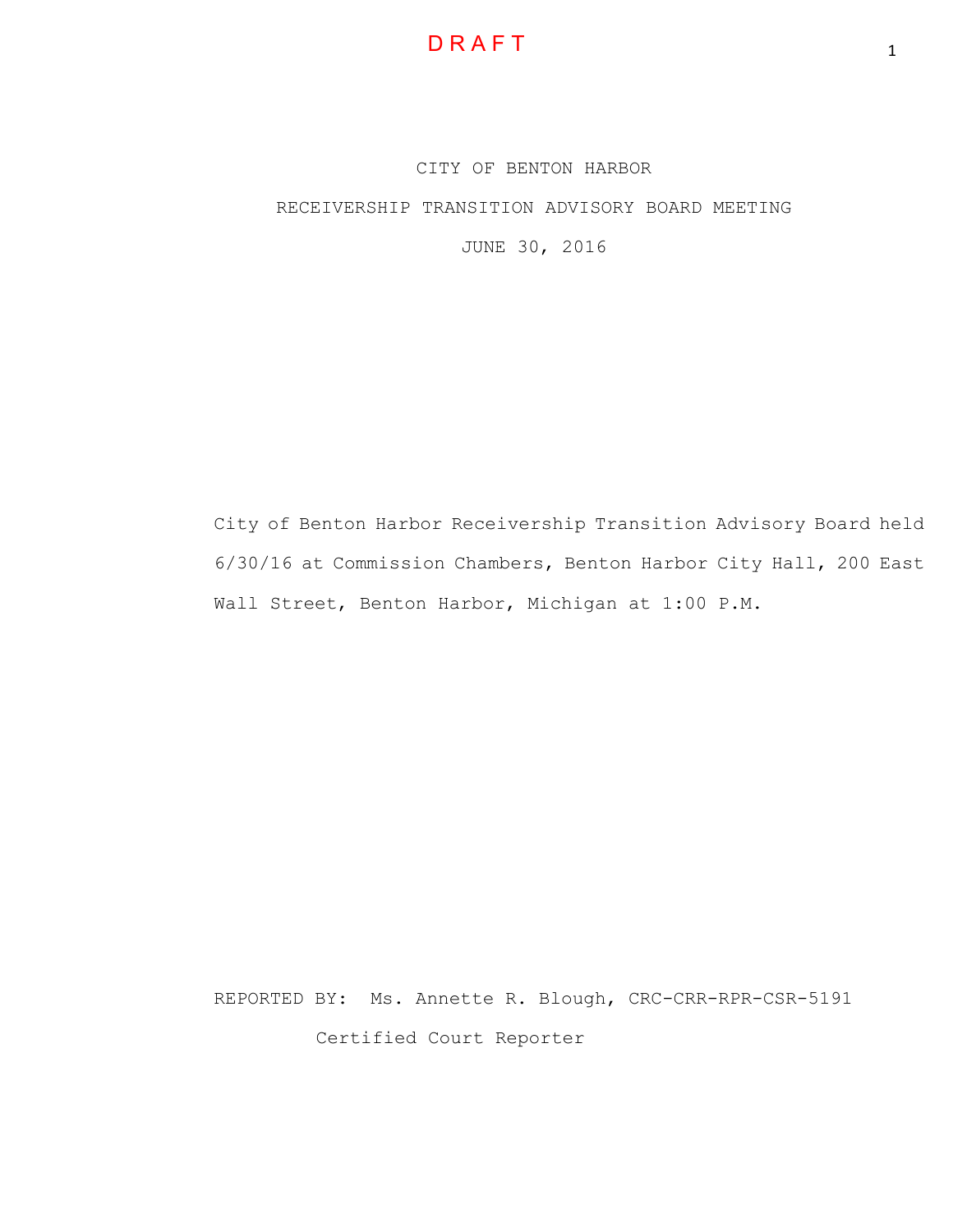DRAFT

# CITY OF BENTON HARBOR

## RECEIVERSHIP TRANSITION ADVISORY BOARD MEETING

## JUNE 30, 2016

City of Benton Harbor Receivership Transition Advisory Board held 6/30/16 at Commission Chambers, Benton Harbor City Hall, 200 East Wall Street, Benton Harbor, Michigan at 1:00 P.M.

REPORTED BY: Ms. Annette R. Blough, CRC-CRR-RPR-CSR-5191

Certified Court Reporter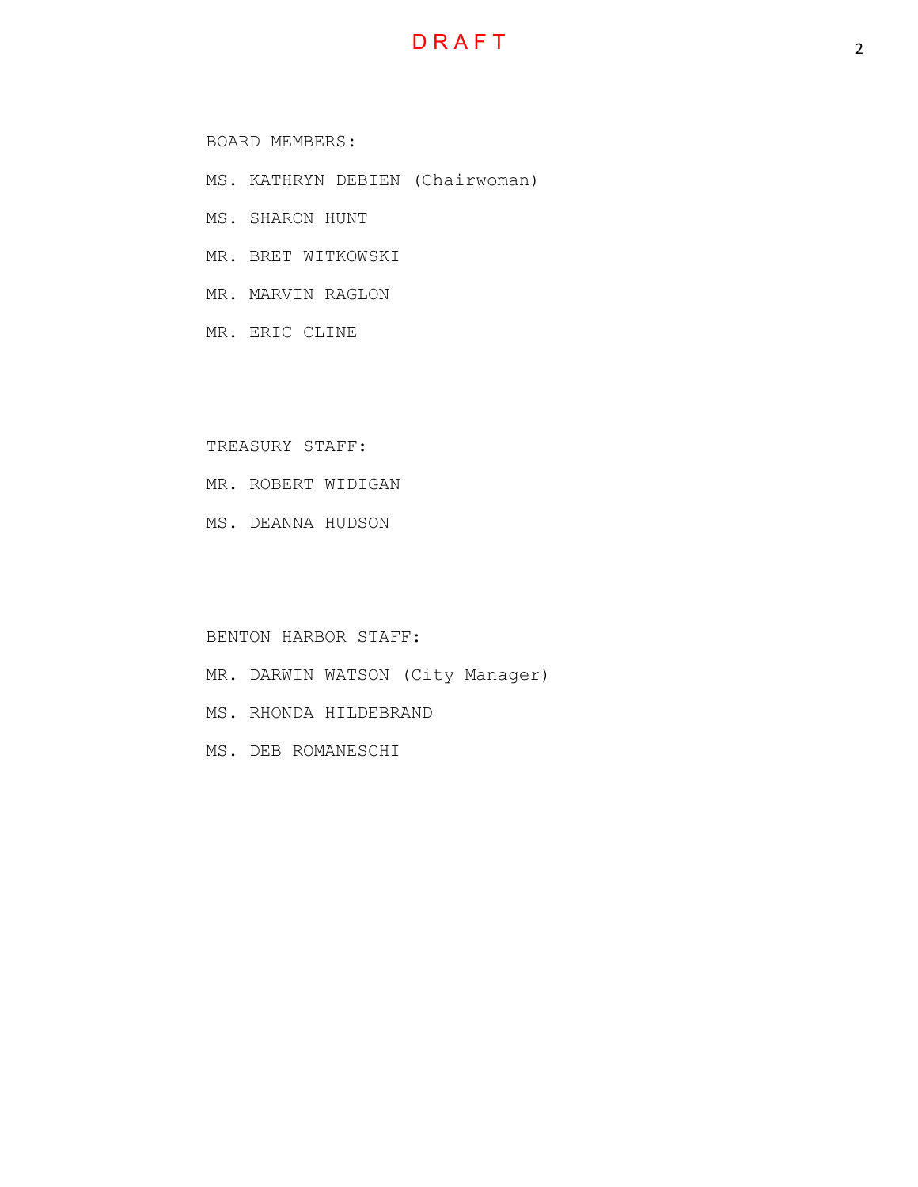DRAFT

BOARD MEMBERS:

MS. KATHRYN DEBIEN (Chairwoman)

MS. SHARON HUNT

MR. BRET WITKOWSKI

MR. MARVIN RAGLON

MR. ERIC CLINE

TREASURY STAFF:

MR. ROBERT WIDIGAN

MS. DEANNA HUDSON

BENTON HARBOR STAFF:

MR. DARWIN WATSON (City Manager)

MS. RHONDA HILDEBRAND

MS. DEB ROMANESCHI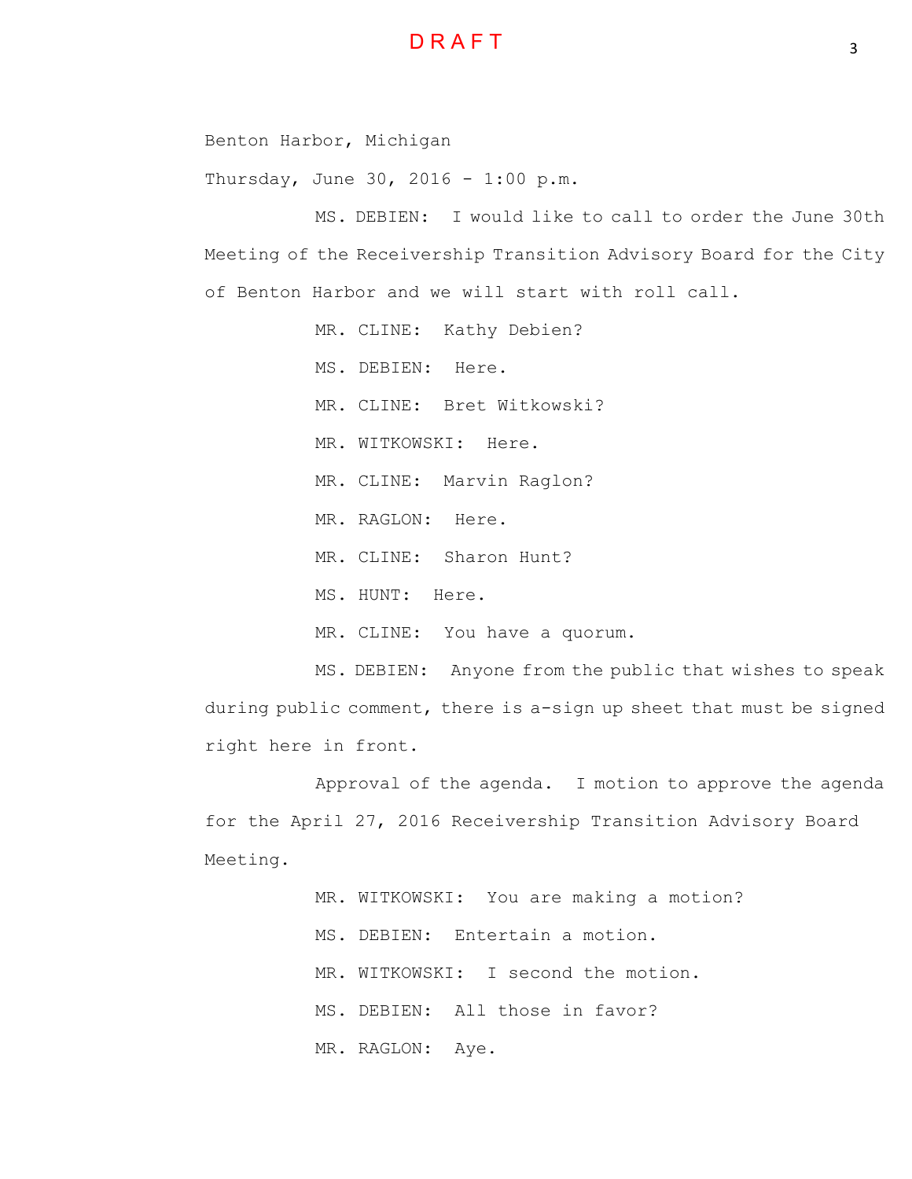DRAFT

Benton Harbor, Michigan

Thursday, June 30, 2016 - 1:00 p.m.

MS. DEBIEN: I would like to call to order the June 30th Meeting of the Receivership Transition Advisory Board for the City of Benton Harbor and we will start with roll call.

MR. CLINE: Kathy Debien?

MS. DEBIEN: Here.

MR. CLINE: Bret Witkowski?

MR. WITKOWSKI: Here.

MR. CLINE: Marvin Raglon?

MR. RAGLON: Here.

MR. CLINE: Sharon Hunt?

MS. HUNT: Here.

MR. CLINE: You have a quorum.

MS. DEBIEN: Anyone from the public that wishes to speak during public comment, there is a-sign up sheet that must be signed right here in front.

Approval of the agenda. I motion to approve the agenda for the April 27, 2016 Receivership Transition Advisory Board Meeting.

MR. WITKOWSKI: You are making a motion?

MS. DEBIEN: Entertain a motion.

MR. WITKOWSKI: I second the motion.

MS. DEBIEN: All those in favor?

MR. RAGLON: Aye.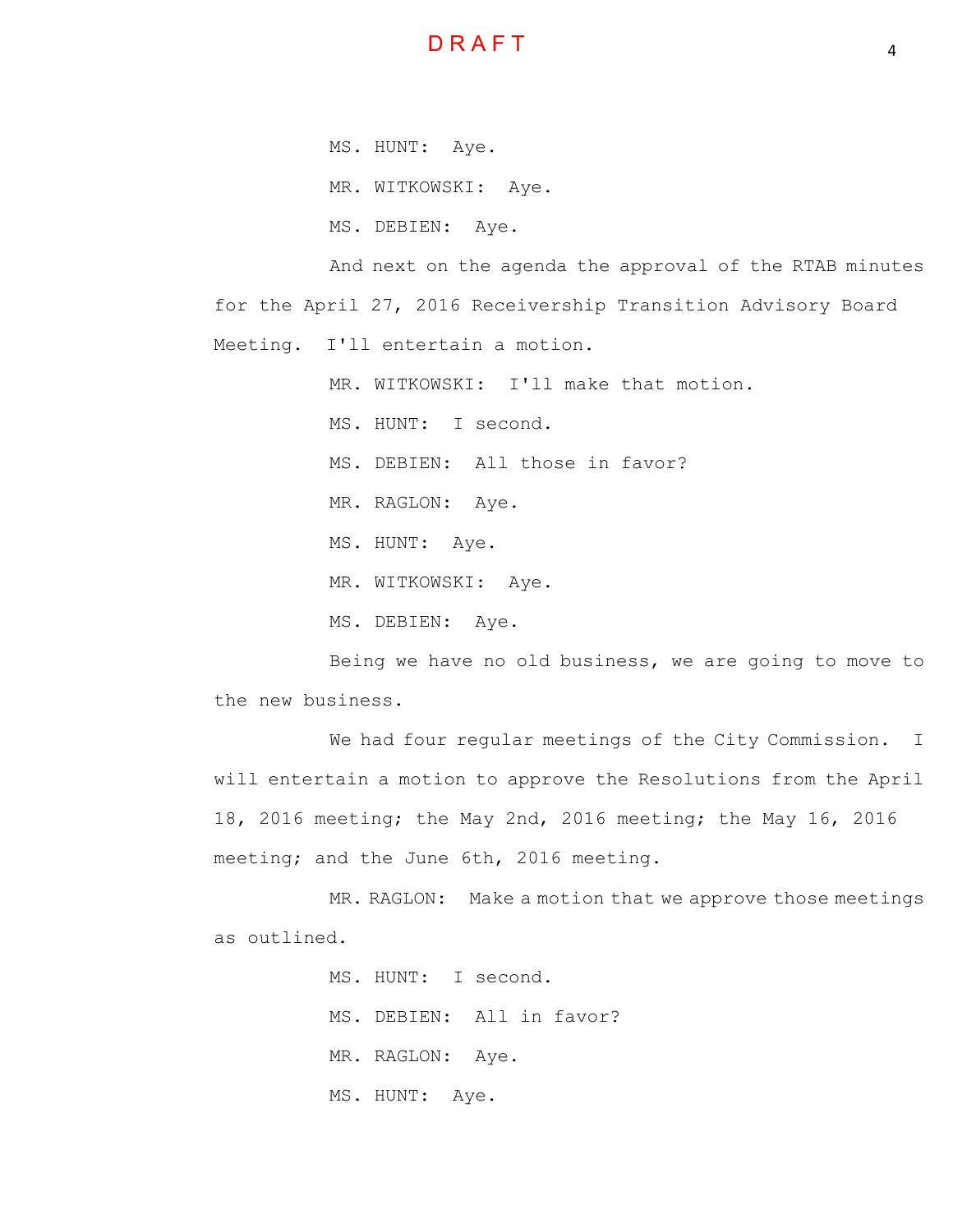MS. HUNT: Aye.

MR. WITKOWSKI: Aye.

MS. DEBIEN: Aye.

And next on the agenda the approval of the RTAB minutes for the April 27, 2016 Receivership Transition Advisory Board Meeting. I'll entertain a motion.

MR. WITKOWSKI: I'll make that motion.

MS. HUNT: I second.

MS. DEBIEN: All those in favor?

MR. RAGLON: Aye.

MS. HUNT: Aye.

MR. WITKOWSKI: Aye.

MS. DEBIEN: Aye.

Being we have no old business, we are going to move to the new business.

We had four regular meetings of the City Commission. I will entertain a motion to approve the Resolutions from the April 18, 2016 meeting; the May 2nd, 2016 meeting; the May 16, 2016 meeting; and the June 6th, 2016 meeting.

MR. RAGLON: Make a motion that we approve those meetings as outlined.

MS. HUNT: I second.

MS. DEBIEN: All in favor?

MR. RAGLON: Aye.

MS. HUNT: Aye.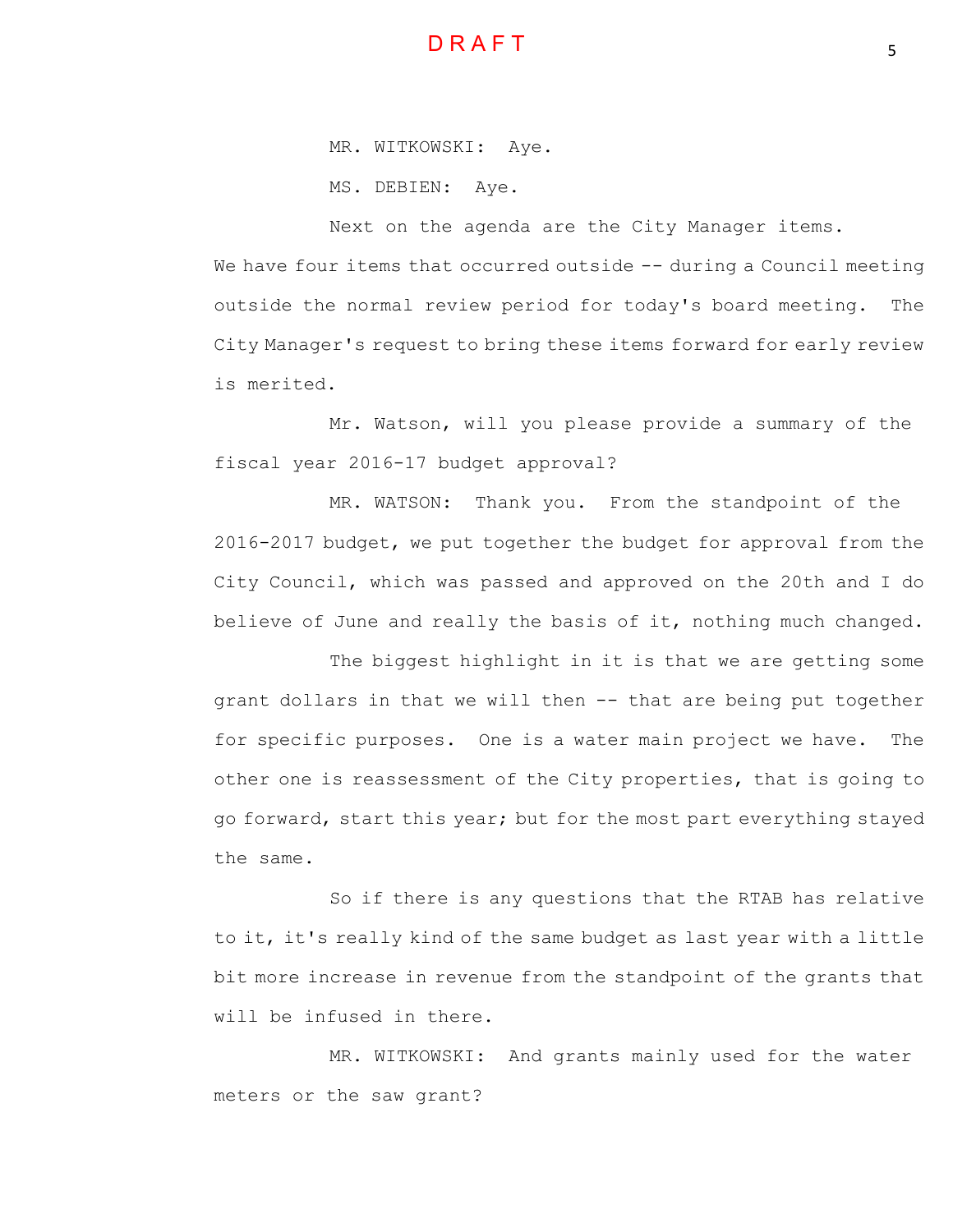MR. WITKOWSKI: Aye.

MS. DEBIEN: Aye.

Next on the agenda are the City Manager items. We have four items that occurred outside -- during a Council meeting outside the normal review period for today's board meeting. The City Manager's request to bring these items forward for early review is merited.

Mr. Watson, will you please provide a summary of the fiscal year 2016-17 budget approval?

MR. WATSON: Thank you. From the standpoint of the 2016-2017 budget, we put together the budget for approval from the City Council, which was passed and approved on the 20th and I do believe of June and really the basis of it, nothing much changed.

The biggest highlight in it is that we are getting some grant dollars in that we will then -- that are being put together for specific purposes. One is a water main project we have. The other one is reassessment of the City properties, that is going to go forward, start this year; but for the most part everything stayed the same.

So if there is any questions that the RTAB has relative to it, it's really kind of the same budget as last year with a little bit more increase in revenue from the standpoint of the grants that will be infused in there.

MR. WITKOWSKI: And grants mainly used for the water meters or the saw grant?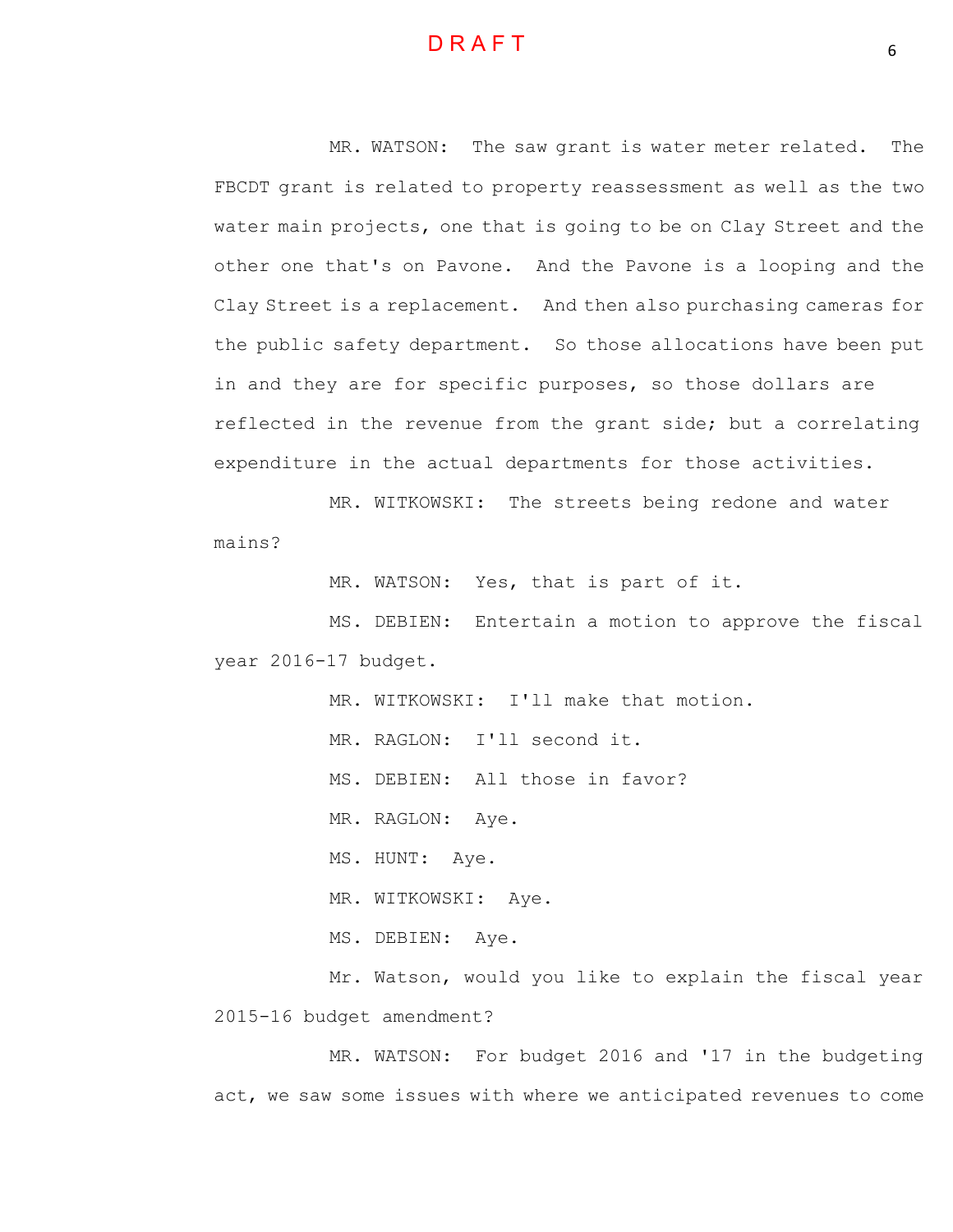MR. WATSON: The saw grant is water meter related. The FBCDT grant is related to property reassessment as well as the two water main projects, one that is going to be on Clay Street and the other one that's on Pavone. And the Pavone is a looping and the Clay Street is a replacement. And then also purchasing cameras for the public safety department. So those allocations have been put in and they are for specific purposes, so those dollars are reflected in the revenue from the grant side; but a correlating expenditure in the actual departments for those activities.

MR. WITKOWSKI: The streets being redone and water mains?

MR. WATSON: Yes, that is part of it.

MS. DEBIEN: Entertain a motion to approve the fiscal year 2016-17 budget.

MR. WITKOWSKI: I'll make that motion.

MR. RAGLON: I'll second it.

MS. DEBIEN: All those in favor?

MR. RAGLON: Aye.

MS. HUNT: Aye.

MR. WITKOWSKI: Aye.

MS. DEBIEN: Aye.

Mr. Watson, would you like to explain the fiscal year 2015-16 budget amendment?

MR. WATSON: For budget 2016 and '17 in the budgeting act, we saw some issues with where we anticipated revenues to come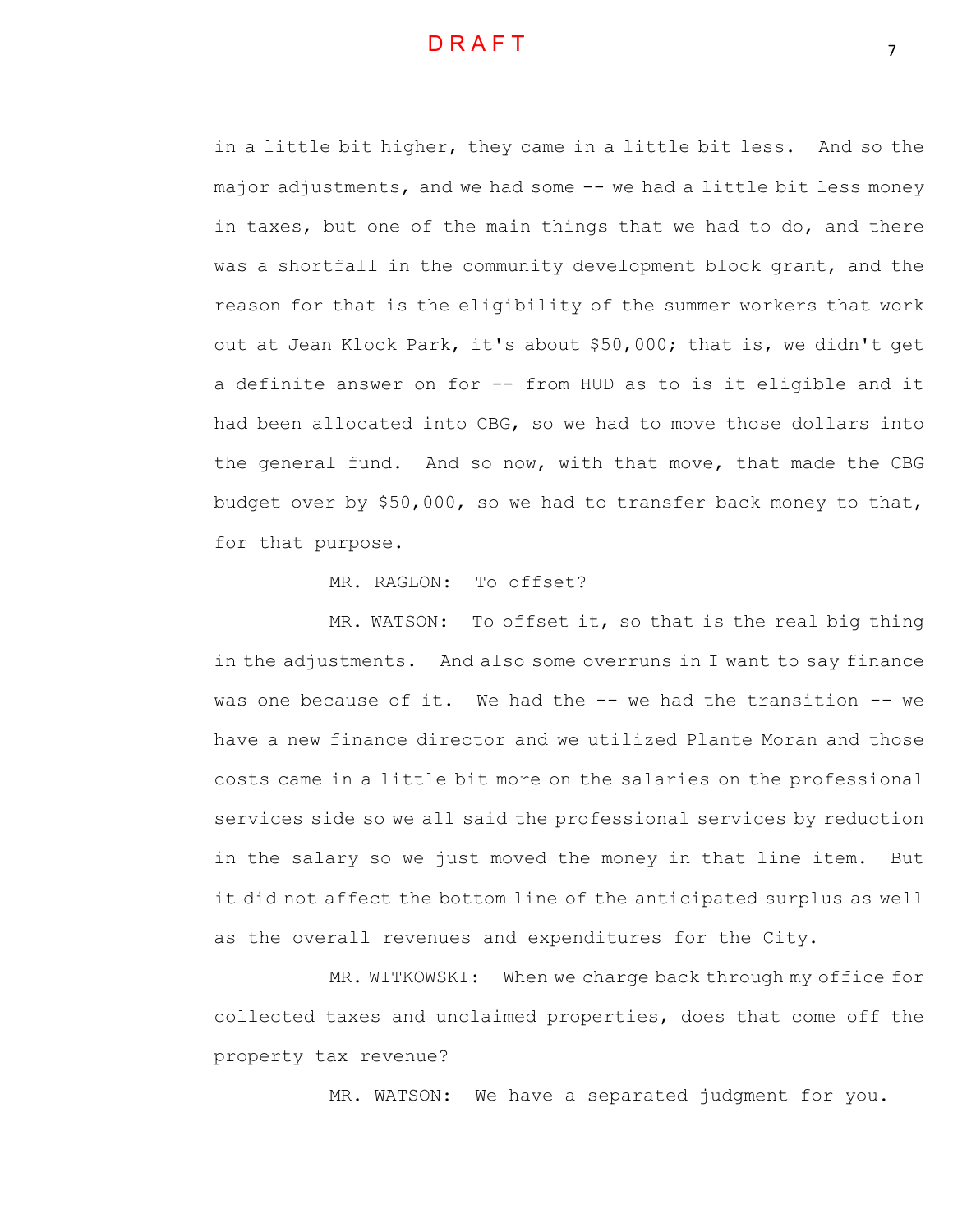in a little bit higher, they came in a little bit less. And so the major adjustments, and we had some -- we had a little bit less money in taxes, but one of the main things that we had to do, and there was a shortfall in the community development block grant, and the reason for that is the eligibility of the summer workers that work out at Jean Klock Park, it's about $50,000; that is, we didn't get a definite answer on for -- from HUD as to is it eligible and it had been allocated into CBG, so we had to move those dollars into the general fund. And so now, with that move, that made the CBG budget over by $50,000, so we had to transfer back money to that, for that purpose.

MR. RAGLON: To offset?

MR. WATSON: To offset it, so that is the real big thing in the adjustments. And also some overruns in I want to say finance was one because of it. We had the -- we had the transition -- we have a new finance director and we utilized Plante Moran and those costs came in a little bit more on the salaries on the professional services side so we all said the professional services by reduction in the salary so we just moved the money in that line item. But it did not affect the bottom line of the anticipated surplus as well as the overall revenues and expenditures for the City.

MR. WITKOWSKI: When we charge back through my office for collected taxes and unclaimed properties, does that come off the property tax revenue?

MR. WATSON: We have a separated judgment for you.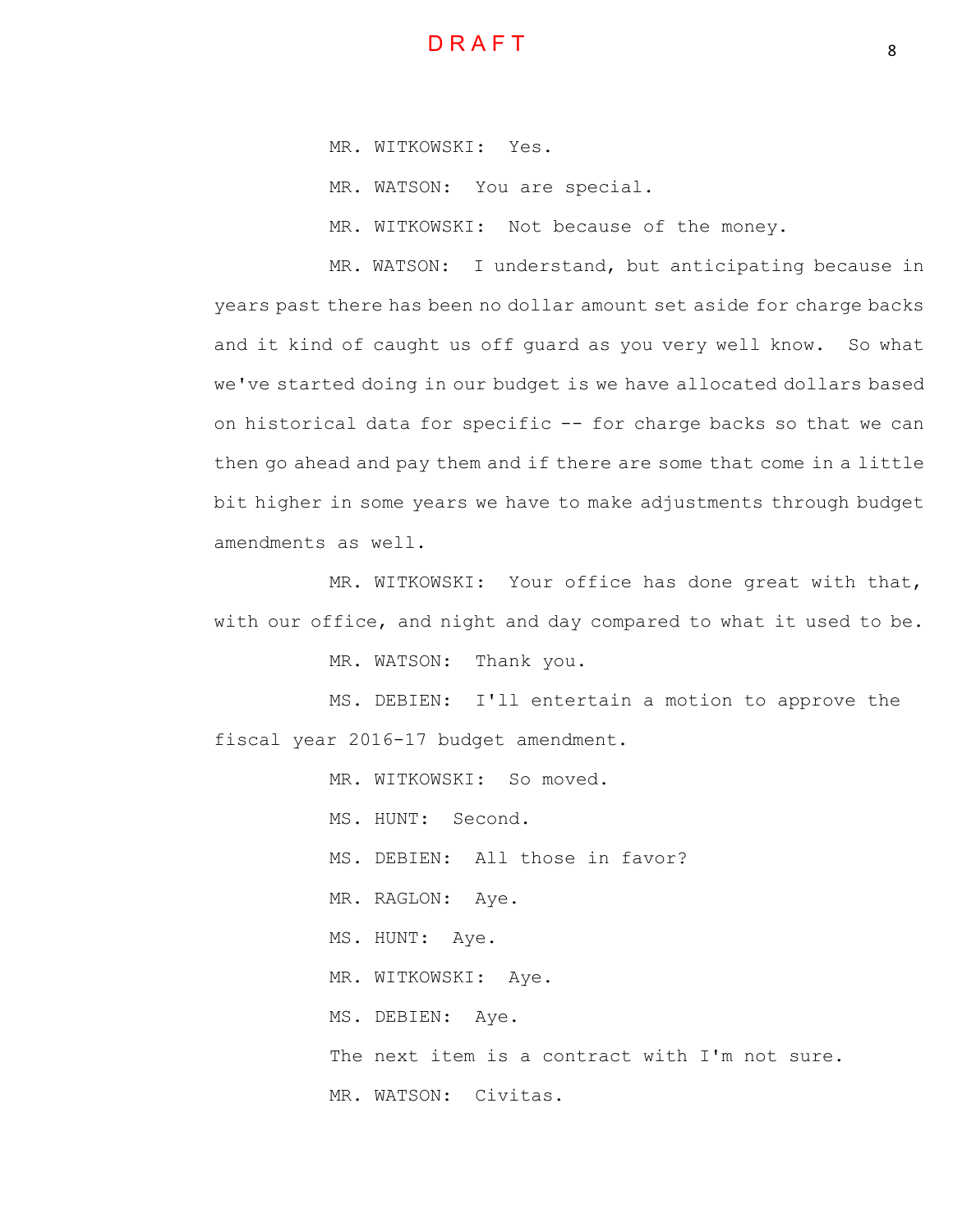MR. WITKOWSKI: Yes.

MR. WATSON: You are special.

MR. WITKOWSKI: Not because of the money.

MR. WATSON: I understand, but anticipating because in years past there has been no dollar amount set aside for charge backs and it kind of caught us off guard as you very well know. So what we've started doing in our budget is we have allocated dollars based on historical data for specific -- for charge backs so that we can then go ahead and pay them and if there are some that come in a little bit higher in some years we have to make adjustments through budget amendments as well.

MR. WITKOWSKI: Your office has done great with that, with our office, and night and day compared to what it used to be.

MR. WATSON: Thank you.

MS. DEBIEN: I'll entertain a motion to approve the fiscal year 2016-17 budget amendment.

MR. WITKOWSKI: So moved.

MS. HUNT: Second.

MS. DEBIEN: All those in favor?

MR. RAGLON: Aye.

MS. HUNT: Aye.

MR. WITKOWSKI: Aye.

MS. DEBIEN: Aye.

The next item is a contract with I'm not sure.

MR. WATSON: Civitas.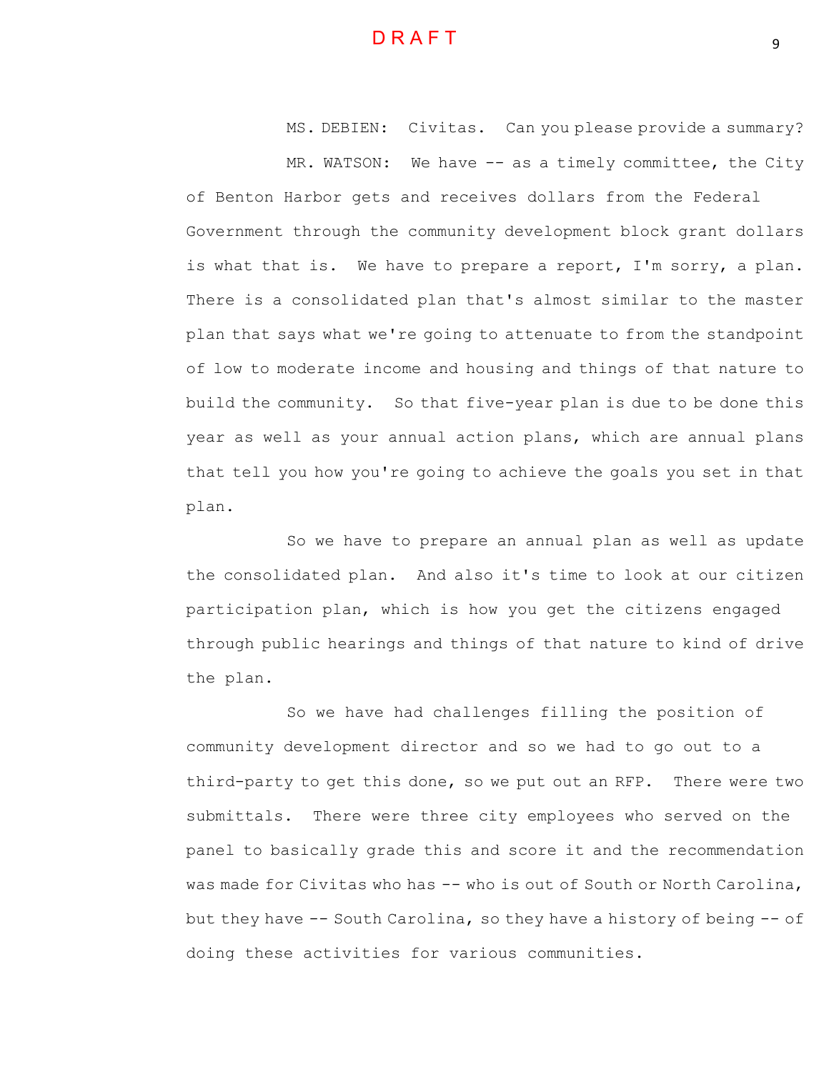DRAFT

MS. DEBIEN: Civitas. Can you please provide a summary?

MR. WATSON: We have -- as a timely committee, the City of Benton Harbor gets and receives dollars from the Federal Government through the community development block grant dollars is what that is. We have to prepare a report, I'm sorry, a plan. There is a consolidated plan that's almost similar to the master plan that says what we're going to attenuate to from the standpoint of low to moderate income and housing and things of that nature to build the community. So that five-year plan is due to be done this year as well as your annual action plans, which are annual plans that tell you how you're going to achieve the goals you set in that plan.

So we have to prepare an annual plan as well as update the consolidated plan. And also it's time to look at our citizen participation plan, which is how you get the citizens engaged through public hearings and things of that nature to kind of drive the plan.

So we have had challenges filling the position of community development director and so we had to go out to a third-party to get this done, so we put out an RFP. There were two submittals. There were three city employees who served on the panel to basically grade this and score it and the recommendation was made for Civitas who has -- who is out of South or North Carolina, but they have -- South Carolina, so they have a history of being -- of doing these activities for various communities.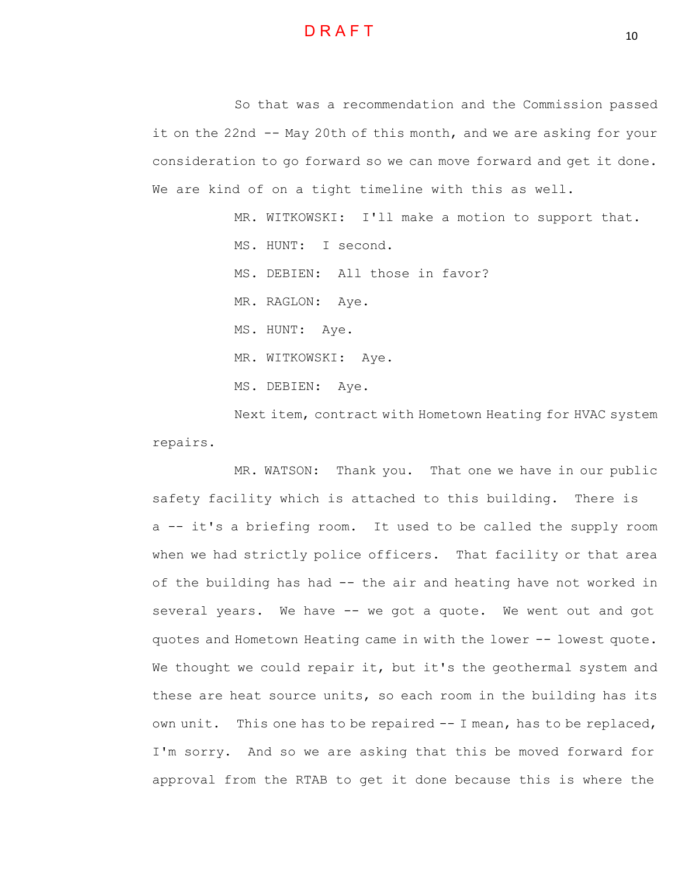So that was a recommendation and the Commission passed it on the 22nd -- May 20th of this month, and we are asking for your consideration to go forward so we can move forward and get it done. We are kind of on a tight timeline with this as well.

MR. WITKOWSKI: I'll make a motion to support that.

MS. HUNT: I second.

MS. DEBIEN: All those in favor?

MR. RAGLON: Aye.

MS. HUNT: Aye.

MR. WITKOWSKI: Aye.

MS. DEBIEN: Aye.

Next item, contract with Hometown Heating for HVAC system repairs.

MR. WATSON: Thank you. That one we have in our public safety facility which is attached to this building. There is a -- it's a briefing room. It used to be called the supply room when we had strictly police officers. That facility or that area of the building has had -- the air and heating have not worked in several years. We have -- we got a quote. We went out and got quotes and Hometown Heating came in with the lower -- lowest quote. We thought we could repair it, but it's the geothermal system and these are heat source units, so each room in the building has its own unit. This one has to be repaired -- I mean, has to be replaced, I'm sorry. And so we are asking that this be moved forward for approval from the RTAB to get it done because this is where the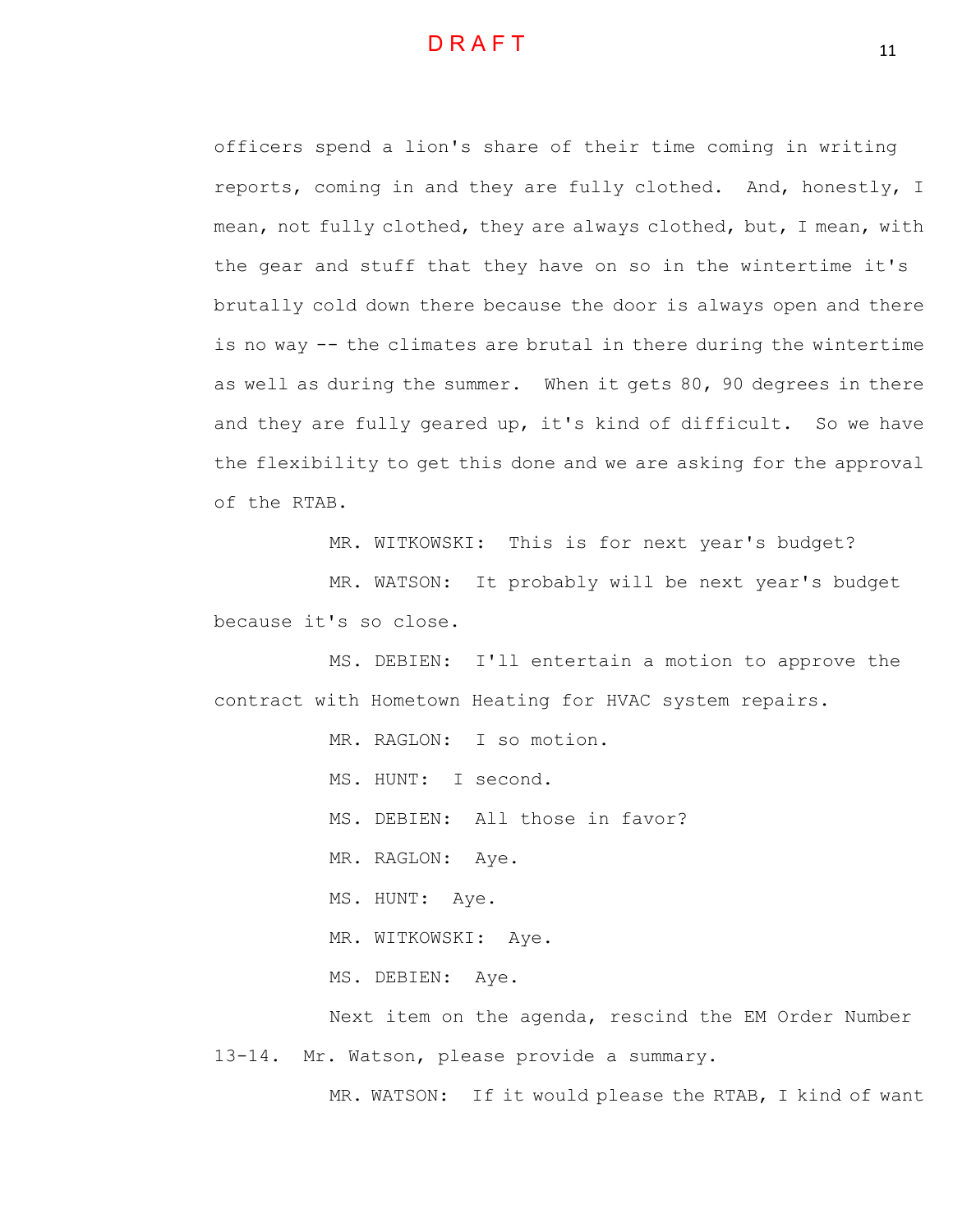officers spend a lion's share of their time coming in writing reports, coming in and they are fully clothed. And, honestly, I mean, not fully clothed, they are always clothed, but, I mean, with the gear and stuff that they have on so in the wintertime it's brutally cold down there because the door is always open and there is no way -- the climates are brutal in there during the wintertime as well as during the summer. When it gets 80, 90 degrees in there and they are fully geared up, it's kind of difficult. So we have the flexibility to get this done and we are asking for the approval of the RTAB.

MR. WITKOWSKI: This is for next year's budget?

MR. WATSON: It probably will be next year's budget because it's so close.

MS. DEBIEN: I'll entertain a motion to approve the contract with Hometown Heating for HVAC system repairs.

MR. RAGLON: I so motion.

MS. HUNT: I second.

MS. DEBIEN: All those in favor?

MR. RAGLON: Aye.

MS. HUNT: Aye.

MR. WITKOWSKI: Aye.

MS. DEBIEN: Aye.

Next item on the agenda, rescind the EM Order Number 13-14. Mr. Watson, please provide a summary.

MR. WATSON: If it would please the RTAB, I kind of want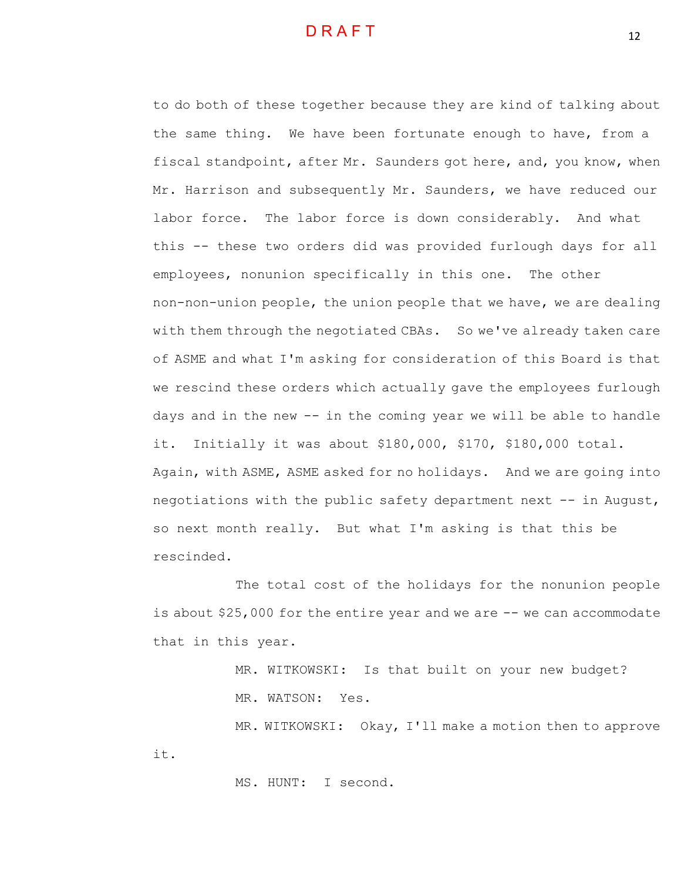to do both of these together because they are kind of talking about the same thing. We have been fortunate enough to have, from a fiscal standpoint, after Mr. Saunders got here, and, you know, when Mr. Harrison and subsequently Mr. Saunders, we have reduced our labor force. The labor force is down considerably. And what this -- these two orders did was provided furlough days for all employees, nonunion specifically in this one. The other non-non-union people, the union people that we have, we are dealing with them through the negotiated CBAs. So we've already taken care of ASME and what I'm asking for consideration of this Board is that we rescind these orders which actually gave the employees furlough days and in the new -- in the coming year we will be able to handle it. Initially it was about $180,000, $170, $180,000 total. Again, with ASME, ASME asked for no holidays. And we are going into negotiations with the public safety department next -- in August, so next month really. But what I'm asking is that this be rescinded.

The total cost of the holidays for the nonunion people is about $25,000 for the entire year and we are -- we can accommodate that in this year.

MR. WITKOWSKI: Is that built on your new budget?

MR. WATSON: Yes.

MR. WITKOWSKI: Okay, I'll make a motion then to approve it.

MS. HUNT: I second.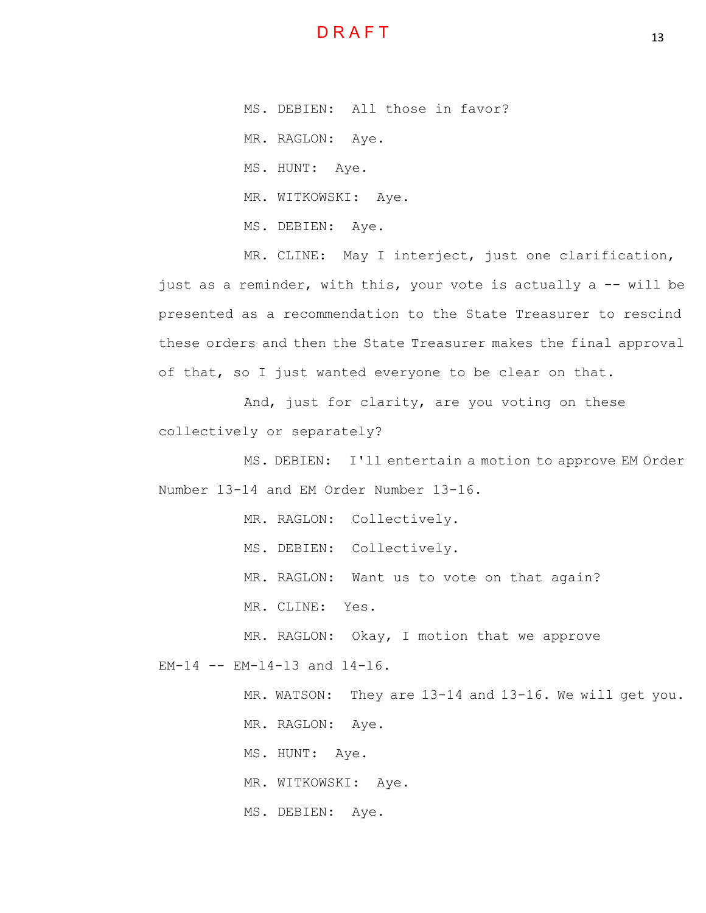MS. DEBIEN: All those in favor?

MR. RAGLON: Aye.

MS. HUNT: Aye.

MR. WITKOWSKI: Aye.

MS. DEBIEN: Aye.

MR. CLINE: May I interject, just one clarification, just as a reminder, with this, your vote is actually a -- will be presented as a recommendation to the State Treasurer to rescind these orders and then the State Treasurer makes the final approval of that, so I just wanted everyone to be clear on that.

And, just for clarity, are you voting on these collectively or separately?

MS. DEBIEN: I'll entertain a motion to approve EM Order Number 13-14 and EM Order Number 13-16.

MR. RAGLON: Collectively.

MS. DEBIEN: Collectively.

MR. RAGLON: Want us to vote on that again?

MR. CLINE: Yes.

MR. RAGLON: Okay, I motion that we approve EM-14 -- EM-14-13 and 14-16.

MR. WATSON: They are 13-14 and 13-16. We will get you.

MR. RAGLON: Aye.

MS. HUNT: Aye.

MR. WITKOWSKI: Aye.

MS. DEBIEN: Aye.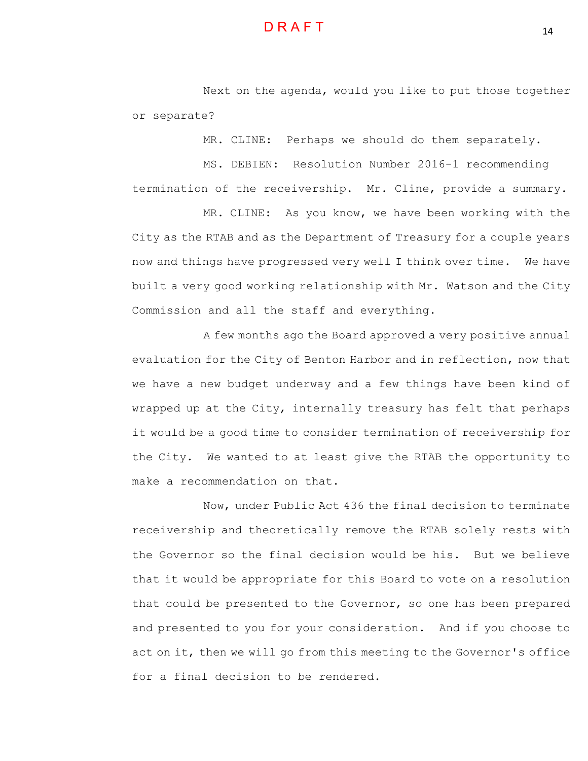Next on the agenda, would you like to put those together or separate?

MR. CLINE: Perhaps we should do them separately.

MS. DEBIEN: Resolution Number 2016-1 recommending termination of the receivership. Mr. Cline, provide a summary.

MR. CLINE: As you know, we have been working with the City as the RTAB and as the Department of Treasury for a couple years now and things have progressed very well I think over time. We have built a very good working relationship with Mr. Watson and the City Commission and all the staff and everything.

A few months ago the Board approved a very positive annual evaluation for the City of Benton Harbor and in reflection, now that we have a new budget underway and a few things have been kind of wrapped up at the City, internally treasury has felt that perhaps it would be a good time to consider termination of receivership for the City. We wanted to at least give the RTAB the opportunity to make a recommendation on that.

Now, under Public Act 436 the final decision to terminate receivership and theoretically remove the RTAB solely rests with the Governor so the final decision would be his. But we believe that it would be appropriate for this Board to vote on a resolution that could be presented to the Governor, so one has been prepared and presented to you for your consideration. And if you choose to act on it, then we will go from this meeting to the Governor's office for a final decision to be rendered.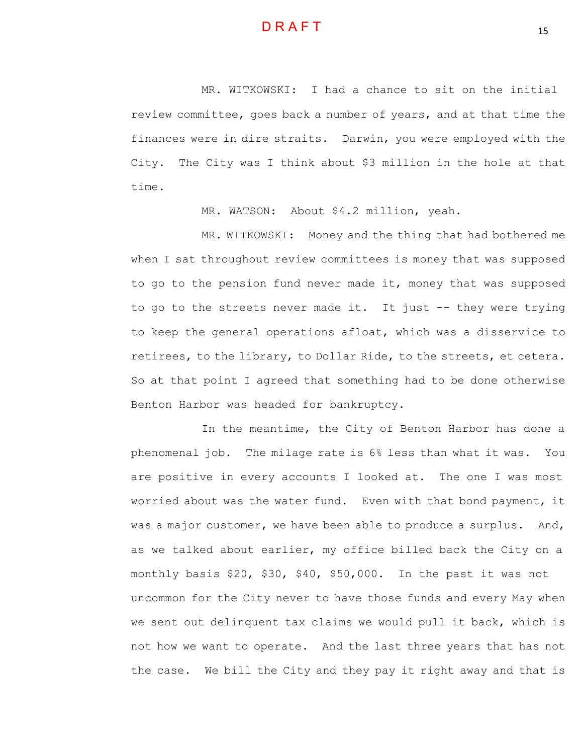MR. WITKOWSKI: I had a chance to sit on the initial review committee, goes back a number of years, and at that time the finances were in dire straits. Darwin, you were employed with the City. The City was I think about $3 million in the hole at that time.

MR. WATSON: About $4.2 million, yeah.

MR. WITKOWSKI: Money and the thing that had bothered me when I sat throughout review committees is money that was supposed to go to the pension fund never made it, money that was supposed to go to the streets never made it. It just -- they were trying to keep the general operations afloat, which was a disservice to retirees, to the library, to Dollar Ride, to the streets, et cetera. So at that point I agreed that something had to be done otherwise Benton Harbor was headed for bankruptcy.

In the meantime, the City of Benton Harbor has done a phenomenal job. The milage rate is 6% less than what it was. You are positive in every accounts I looked at. The one I was most worried about was the water fund. Even with that bond payment, it was a major customer, we have been able to produce a surplus. And, as we talked about earlier, my office billed back the City on a monthly basis $20, $30, $40, $50,000. In the past it was not uncommon for the City never to have those funds and every May when we sent out delinquent tax claims we would pull it back, which is not how we want to operate. And the last three years that has not the case. We bill the City and they pay it right away and that is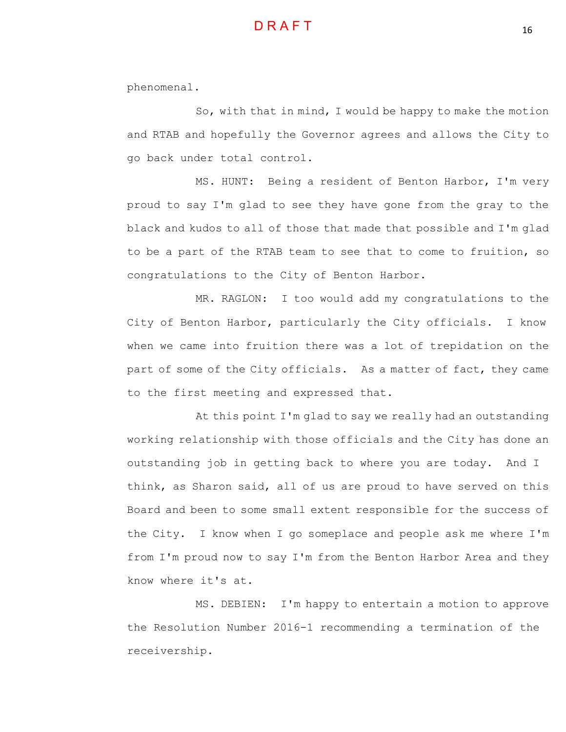phenomenal.

So, with that in mind, I would be happy to make the motion and RTAB and hopefully the Governor agrees and allows the City to go back under total control.

MS. HUNT: Being a resident of Benton Harbor, I'm very proud to say I'm glad to see they have gone from the gray to the black and kudos to all of those that made that possible and I'm glad to be a part of the RTAB team to see that to come to fruition, so congratulations to the City of Benton Harbor.

MR. RAGLON: I too would add my congratulations to the City of Benton Harbor, particularly the City officials. I know when we came into fruition there was a lot of trepidation on the part of some of the City officials. As a matter of fact, they came to the first meeting and expressed that.

At this point I'm glad to say we really had an outstanding working relationship with those officials and the City has done an outstanding job in getting back to where you are today. And I think, as Sharon said, all of us are proud to have served on this Board and been to some small extent responsible for the success of the City. I know when I go someplace and people ask me where I'm from I'm proud now to say I'm from the Benton Harbor Area and they know where it's at.

MS. DEBIEN: I'm happy to entertain a motion to approve the Resolution Number 2016-1 recommending a termination of the receivership.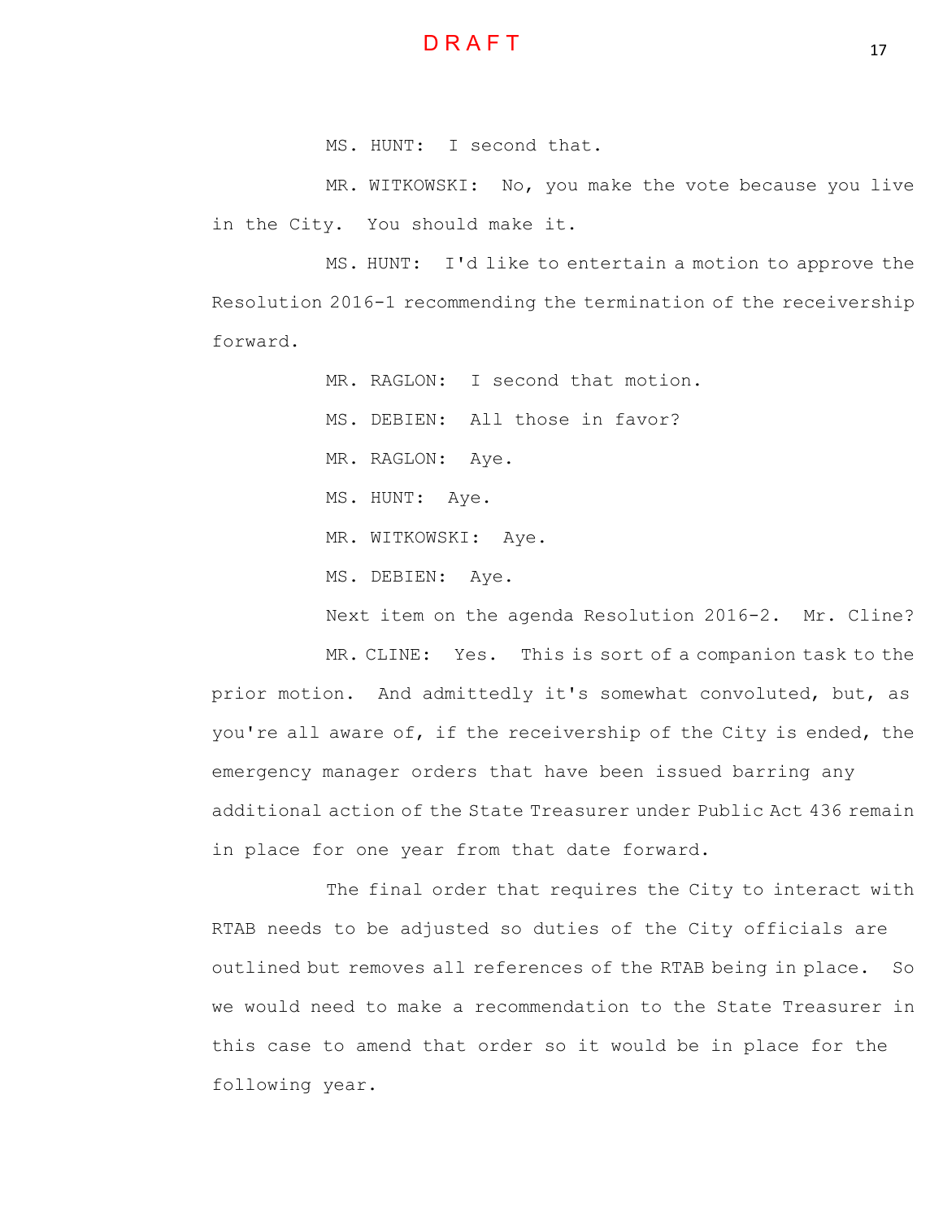DRAFT

MS. HUNT: I second that.

MR. WITKOWSKI: No, you make the vote because you live in the City. You should make it.

MS. HUNT: I'd like to entertain a motion to approve the Resolution 2016-1 recommending the termination of the receivership forward.

MR. RAGLON: I second that motion.

MS. DEBIEN: All those in favor?

MR. RAGLON: Aye.

MS. HUNT: Aye.

MR. WITKOWSKI: Aye.

MS. DEBIEN: Aye.

Next item on the agenda Resolution 2016-2. Mr. Cline?

MR. CLINE: Yes. This is sort of a companion task to the prior motion. And admittedly it's somewhat convoluted, but, as you're all aware of, if the receivership of the City is ended, the emergency manager orders that have been issued barring any additional action of the State Treasurer under Public Act 436 remain in place for one year from that date forward.

The final order that requires the City to interact with RTAB needs to be adjusted so duties of the City officials are outlined but removes all references of the RTAB being in place. So we would need to make a recommendation to the State Treasurer in this case to amend that order so it would be in place for the following year.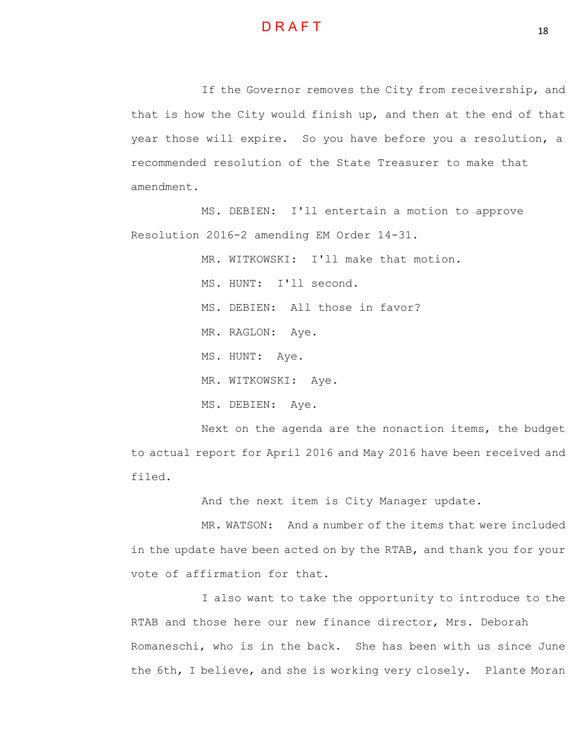If the Governor removes the City from receivership, and that is how the City would finish up, and then at the end of that year those will expire. So you have before you a resolution, a recommended resolution of the State Treasurer to make that amendment.

MS. DEBIEN: I'll entertain a motion to approve Resolution 2016-2 amending EM Order 14-31.

MR. WITKOWSKI: I'll make that motion.

MS. HUNT: I'll second.

MS. DEBIEN: All those in favor?

MR. RAGLON: Aye.

MS. HUNT: Aye.

MR. WITKOWSKI: Aye.

MS. DEBIEN: Aye.

Next on the agenda are the nonaction items, the budget to actual report for April 2016 and May 2016 have been received and filed.

And the next item is City Manager update.

MR. WATSON: And a number of the items that were included in the update have been acted on by the RTAB, and thank you for your vote of affirmation for that.

I also want to take the opportunity to introduce to the RTAB and those here our new finance director, Mrs. Deborah Romaneschi, who is in the back. She has been with us since June the 6th, I believe, and she is working very closely. Plante Moran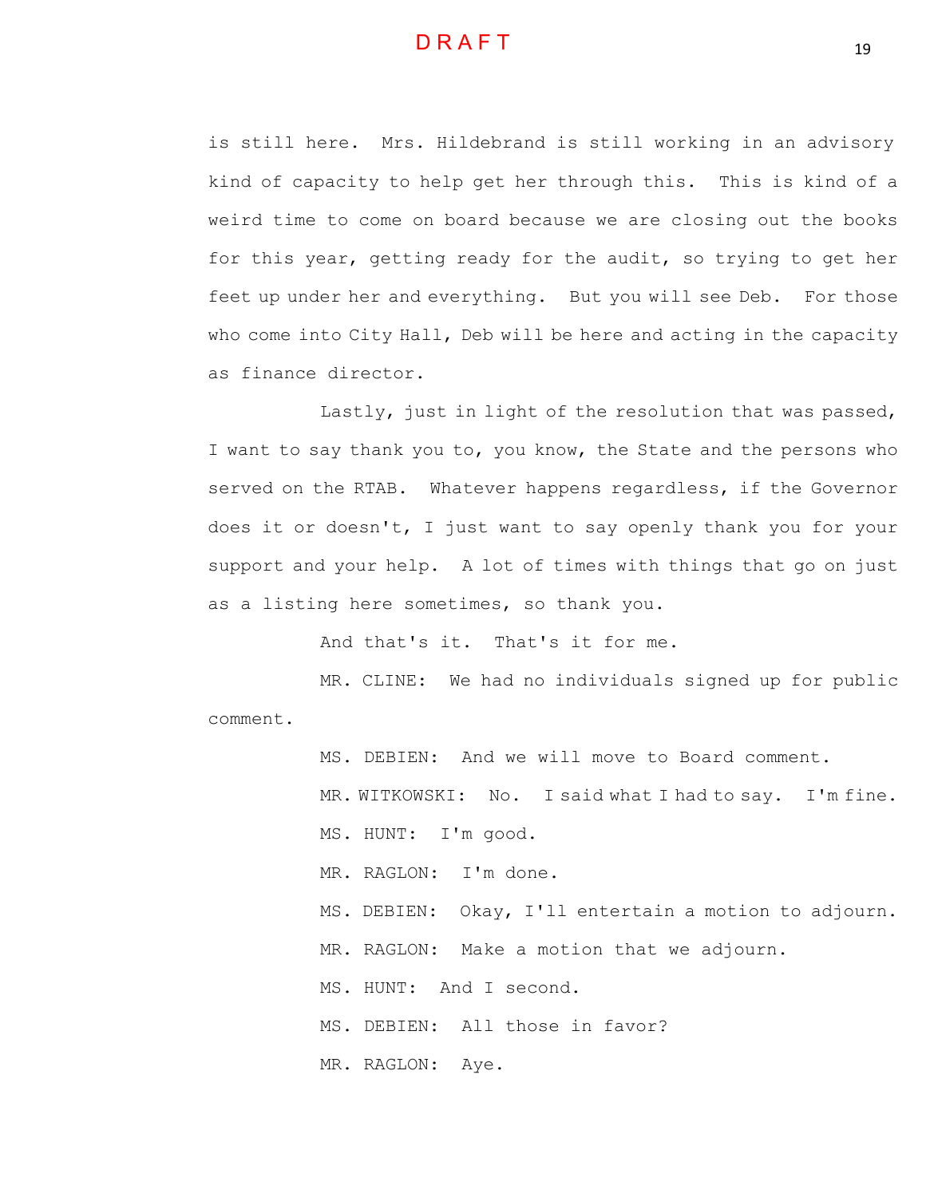is still here. Mrs. Hildebrand is still working in an advisory kind of capacity to help get her through this. This is kind of a weird time to come on board because we are closing out the books for this year, getting ready for the audit, so trying to get her feet up under her and everything. But you will see Deb. For those who come into City Hall, Deb will be here and acting in the capacity as finance director.

Lastly, just in light of the resolution that was passed, I want to say thank you to, you know, the State and the persons who served on the RTAB. Whatever happens regardless, if the Governor does it or doesn't, I just want to say openly thank you for your support and your help. A lot of times with things that go on just as a listing here sometimes, so thank you.

And that's it. That's it for me.

MR. CLINE: We had no individuals signed up for public comment.

MS. DEBIEN: And we will move to Board comment.

MR. WITKOWSKI: No. I said what I had to say. I'm fine.

MS. HUNT: I'm good.

MR. RAGLON: I'm done.

MS. DEBIEN: Okay, I'll entertain a motion to adjourn.

MR. RAGLON: Make a motion that we adjourn.

MS. HUNT: And I second.

MS. DEBIEN: All those in favor?

MR. RAGLON: Aye.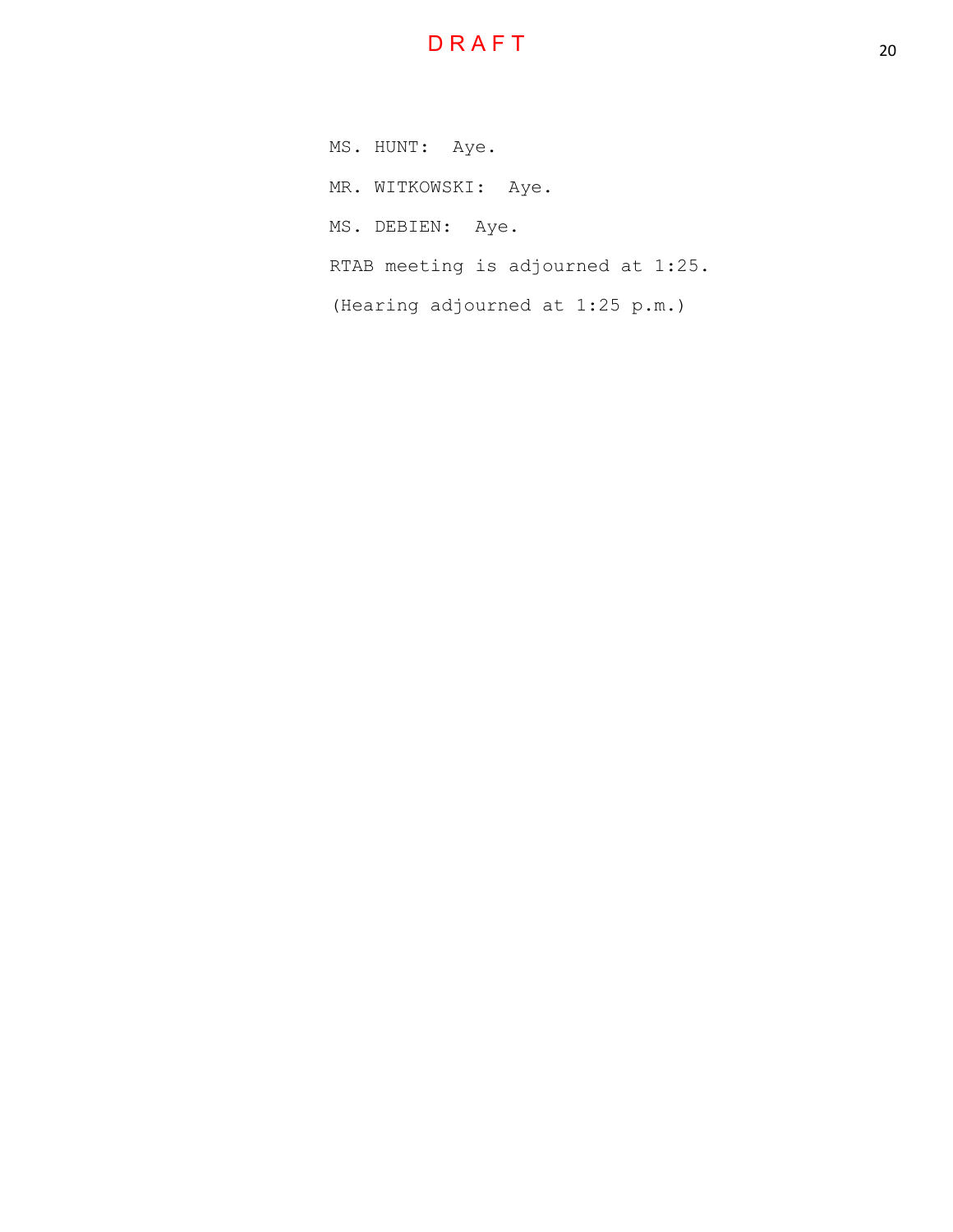DRAFT

MS. HUNT: Aye.

MR. WITKOWSKI: Aye.

MS. DEBIEN: Aye.

RTAB meeting is adjourned at 1:25.

(Hearing adjourned at 1:25 p.m.)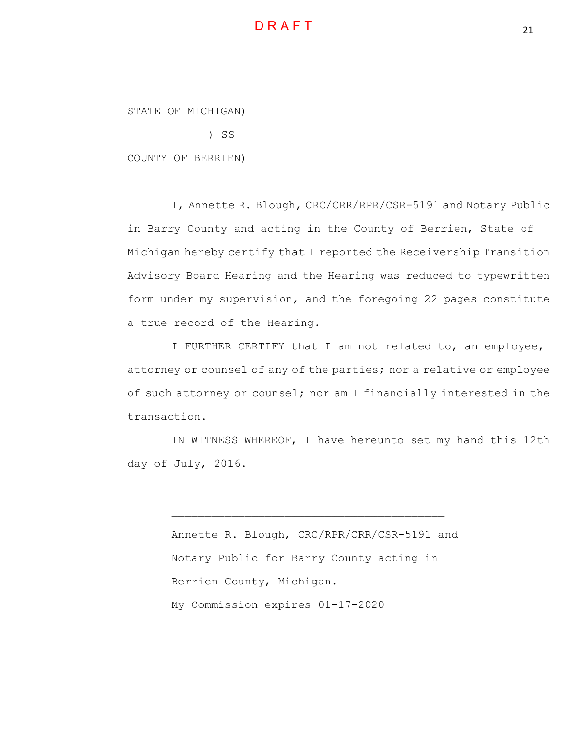DRAFT

STATE OF MICHIGAN)

) SS

COUNTY OF BERRIEN)

I, Annette R. Blough, CRC/CRR/RPR/CSR-5191 and Notary Public in Barry County and acting in the County of Berrien, State of Michigan hereby certify that I reported the Receivership Transition Advisory Board Hearing and the Hearing was reduced to typewritten form under my supervision, and the foregoing 22 pages constitute a true record of the Hearing.

I FURTHER CERTIFY that I am not related to, an employee, attorney or counsel of any of the parties; nor a relative or employee of such attorney or counsel; nor am I financially interested in the transaction.

IN WITNESS WHEREOF, I have hereunto set my hand this 12th day of July, 2016.

\_\_\_\_\_\_\_\_\_\_\_\_\_\_\_\_\_\_\_\_\_\_\_\_\_\_\_\_\_\_\_\_\_\_\_\_\_\_\_\_

Annette R. Blough, CRC/RPR/CRR/CSR-5191 and

Notary Public for Barry County acting in

Berrien County, Michigan.

My Commission expires 01-17-2020